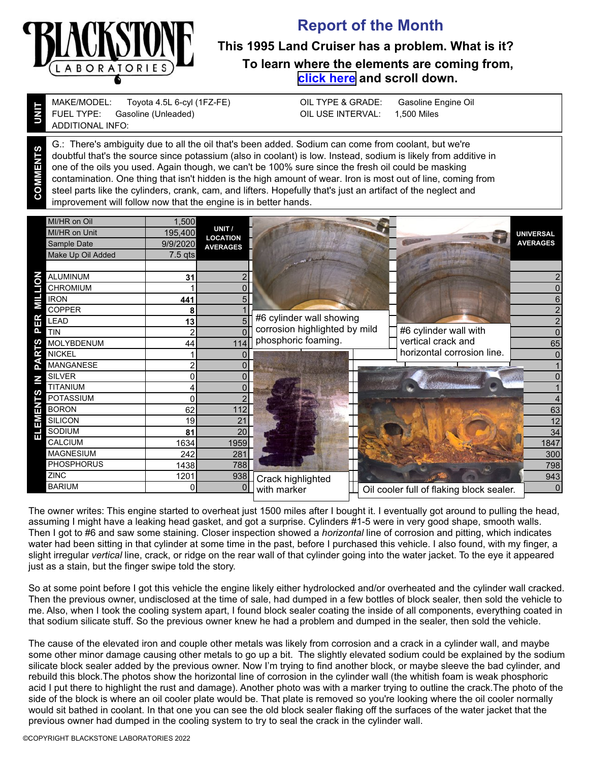# BLACKSTONE LABORATORIES

## Report of the Month

### This 1995 Land Cruiser has a problem. What is it?

### To learn where the elements are coming from, click here and scroll down.

**UNIT**

MAKE/MODEL: Toyota 4.5L 6-cyl (1FZ-FE)
FUEL TYPE: Gasoline (Unleaded)
ADDITIONAL INFO:

OIL TYPE & GRADE: Gasoline Engine Oil
OIL USE INTERVAL: 1,500 Miles

**COMMENTS**

G.: There's ambiguity due to all the oil that's been added. Sodium can come from coolant, but we're doubtful that's the source since potassium (also in coolant) is low. Instead, sodium is likely from additive in one of the oils you used. Again though, we can't be 100% sure since the fresh oil could be masking contamination. One thing that isn't hidden is the high amount of wear. Iron is most out of line, coming from steel parts like the cylinders, crank, cam, and lifters. Hopefully that's just an artifact of the neglect and improvement will follow now that the engine is in better hands.

| | | UNIT / LOCATION AVERAGES | UNIVERSAL AVERAGES |
|---|---|---|---|
| MI/HR on Oil | 1,500 | | |
| MI/HR on Unit | 195,400 | | |
| Sample Date | 9/9/2020 | | |
| Make Up Oil Added | 7.5 qts | | |
| **ELEMENTS IN PARTS PER MILLION** | | | |
| ALUMINUM | **31** | 2 | 2 |
| CHROMIUM | 1 | 0 | 0 |
| IRON | **441** | 5 | 6 |
| COPPER | **8** | 1 | 2 |
| LEAD | **13** | 5 | 2 |
| TIN | 2 | 0 | 0 |
| MOLYBDENUM | 44 | 114 | 65 |
| NICKEL | 1 | 0 | 0 |
| MANGANESE | 2 | 0 | 1 |
| SILVER | 0 | 0 | 0 |
| TITANIUM | 4 | 0 | 1 |
| POTASSIUM | 0 | 2 | 4 |
| BORON | 62 | 112 | 63 |
| SILICON | 19 | 21 | 12 |
| SODIUM | **81** | 20 | 34 |
| CALCIUM | 1634 | 1959 | 1847 |
| MAGNESIUM | 242 | 281 | 300 |
| PHOSPHORUS | 1438 | 788 | 798 |
| ZINC | 1201 | 938 | 943 |
| BARIUM | 0 | 0 | 0 |

#6 cylinder wall showing corrosion highlighted by mild phosphoric foaming.

#6 cylinder wall with vertical crack and horizontal corrosion line.

Crack highlighted with marker

Oil cooler full of flaking block sealer.

The owner writes: This engine started to overheat just 1500 miles after I bought it. I eventually got around to pulling the head, assuming I might have a leaking head gasket, and got a surprise. Cylinders #1-5 were in very good shape, smooth walls. Then I got to #6 and saw some staining. Closer inspection showed a *horizontal* line of corrosion and pitting, which indicates water had been sitting in that cylinder at some time in the past, before I purchased this vehicle. I also found, with my finger, a slight irregular *vertical* line, crack, or ridge on the rear wall of that cylinder going into the water jacket. To the eye it appeared just as a stain, but the finger swipe told the story.

So at some point before I got this vehicle the engine likely either hydrolocked and/or overheated and the cylinder wall cracked. Then the previous owner, undisclosed at the time of sale, had dumped in a few bottles of block sealer, then sold the vehicle to me. Also, when I took the cooling system apart, I found block sealer coating the inside of all components, everything coated in that sodium silicate stuff. So the previous owner knew he had a problem and dumped in the sealer, then sold the vehicle.

The cause of the elevated iron and couple other metals was likely from corrosion and a crack in a cylinder wall, and maybe some other minor damage causing other metals to go up a bit. The slightly elevated sodium could be explained by the sodium silicate block sealer added by the previous owner. Now I'm trying to find another block, or maybe sleeve the bad cylinder, and rebuild this block.The photos show the horizontal line of corrosion in the cylinder wall (the whitish foam is weak phosphoric acid I put there to highlight the rust and damage). Another photo was with a marker trying to outline the crack.The photo of the side of the block is where an oil cooler plate would be. That plate is removed so you're looking where the oil cooler normally would sit bathed in coolant. In that one you can see the old block sealer flaking off the surfaces of the water jacket that the previous owner had dumped in the cooling system to try to seal the crack in the cylinder wall.

©COPYRIGHT BLACKSTONE LABORATORIES 2022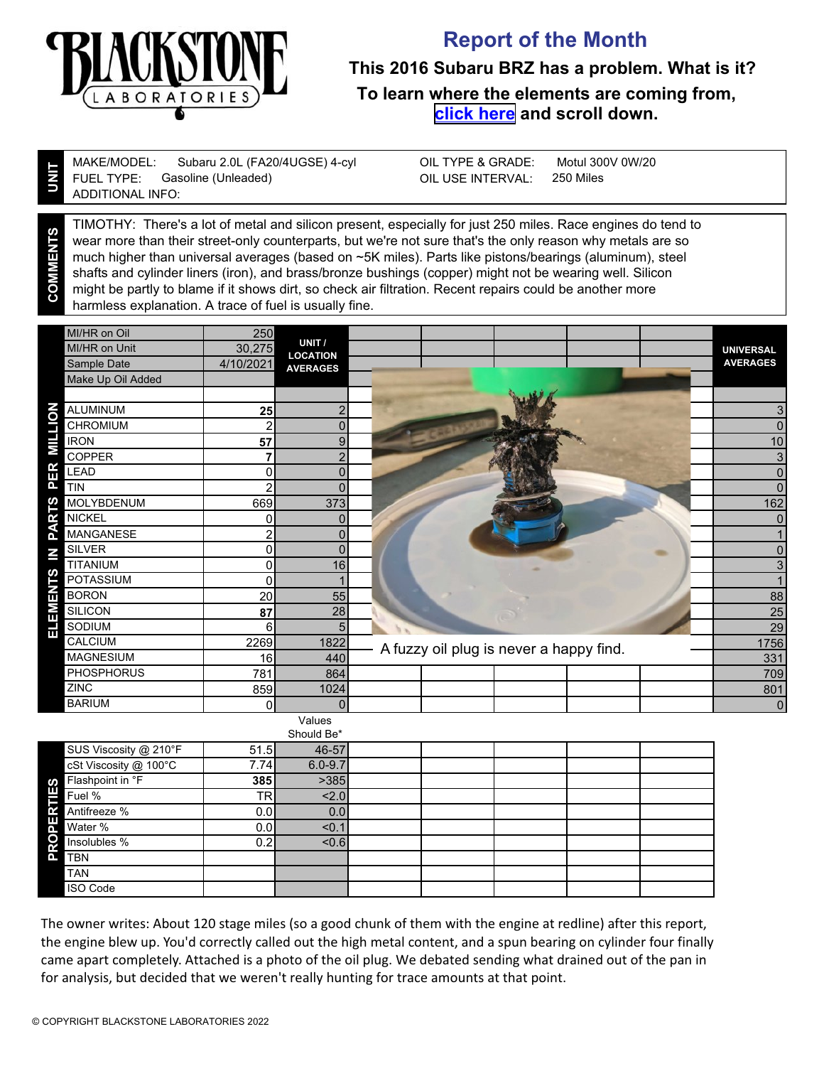# BLACKSTONE LABORATORIES

## Report of the Month

**This 2016 Subaru BRZ has a problem. What is it?**

**To learn where the elements are coming from, click here and scroll down.**

**UNIT**

MAKE/MODEL: Subaru 2.0L (FA20/4UGSE) 4-cyl
FUEL TYPE: Gasoline (Unleaded)
ADDITIONAL INFO:
OIL TYPE & GRADE: Motul 300V 0W/20
OIL USE INTERVAL: 250 Miles

**COMMENTS**

TIMOTHY: There's a lot of metal and silicon present, especially for just 250 miles. Race engines do tend to wear more than their street-only counterparts, but we're not sure that's the only reason why metals are so much higher than universal averages (based on ~5K miles). Parts like pistons/bearings (aluminum), steel shafts and cylinder liners (iron), and brass/bronze bushings (copper) might not be wearing well. Silicon might be partly to blame if it shows dirt, so check air filtration. Recent repairs could be another more harmless explanation. A trace of fuel is usually fine.

| | | UNIT / LOCATION AVERAGES | UNIVERSAL AVERAGES |
|---|---|---|---|
| MI/HR on Oil | 250 | | |
| MI/HR on Unit | 30,275 | | |
| Sample Date | 4/10/2021 | | |
| Make Up Oil Added | | | |
| **ELEMENTS IN PARTS PER MILLION** | | | |
| ALUMINUM | **25** | 2 | 3 |
| CHROMIUM | 2 | 0 | 0 |
| IRON | **57** | 9 | 10 |
| COPPER | **7** | 2 | 3 |
| LEAD | 0 | 0 | 0 |
| TIN | 2 | 0 | 0 |
| MOLYBDENUM | 669 | 373 | 162 |
| NICKEL | 0 | 0 | 0 |
| MANGANESE | 2 | 0 | 1 |
| SILVER | 0 | 0 | 0 |
| TITANIUM | 0 | 16 | 3 |
| POTASSIUM | 0 | 1 | 1 |
| BORON | 20 | 55 | 88 |
| SILICON | **87** | 28 | 25 |
| SODIUM | 6 | 5 | 29 |
| CALCIUM | 2269 | 1822 | 1756 |
| MAGNESIUM | 16 | 440 | 331 |
| PHOSPHORUS | 781 | 864 | 709 |
| ZINC | 859 | 1024 | 801 |
| BARIUM | 0 | 0 | 0 |

A fuzzy oil plug is never a happy find.

| PROPERTIES | | Values Should Be* |
|---|---|---|
| SUS Viscosity @ 210°F | 51.5 | 46-57 |
| cSt Viscosity @ 100°C | 7.74 | 6.0-9.7 |
| Flashpoint in °F | **385** | >385 |
| Fuel % | TR | <2.0 |
| Antifreeze % | 0.0 | 0.0 |
| Water % | 0.0 | <0.1 |
| Insolubles % | 0.2 | <0.6 |
| TBN | | |
| TAN | | |
| ISO Code | | |

The owner writes: About 120 stage miles (so a good chunk of them with the engine at redline) after this report, the engine blew up. You'd correctly called out the high metal content, and a spun bearing on cylinder four finally came apart completely. Attached is a photo of the oil plug. We debated sending what drained out of the pan in for analysis, but decided that we weren't really hunting for trace amounts at that point.

© COPYRIGHT BLACKSTONE LABORATORIES 2022